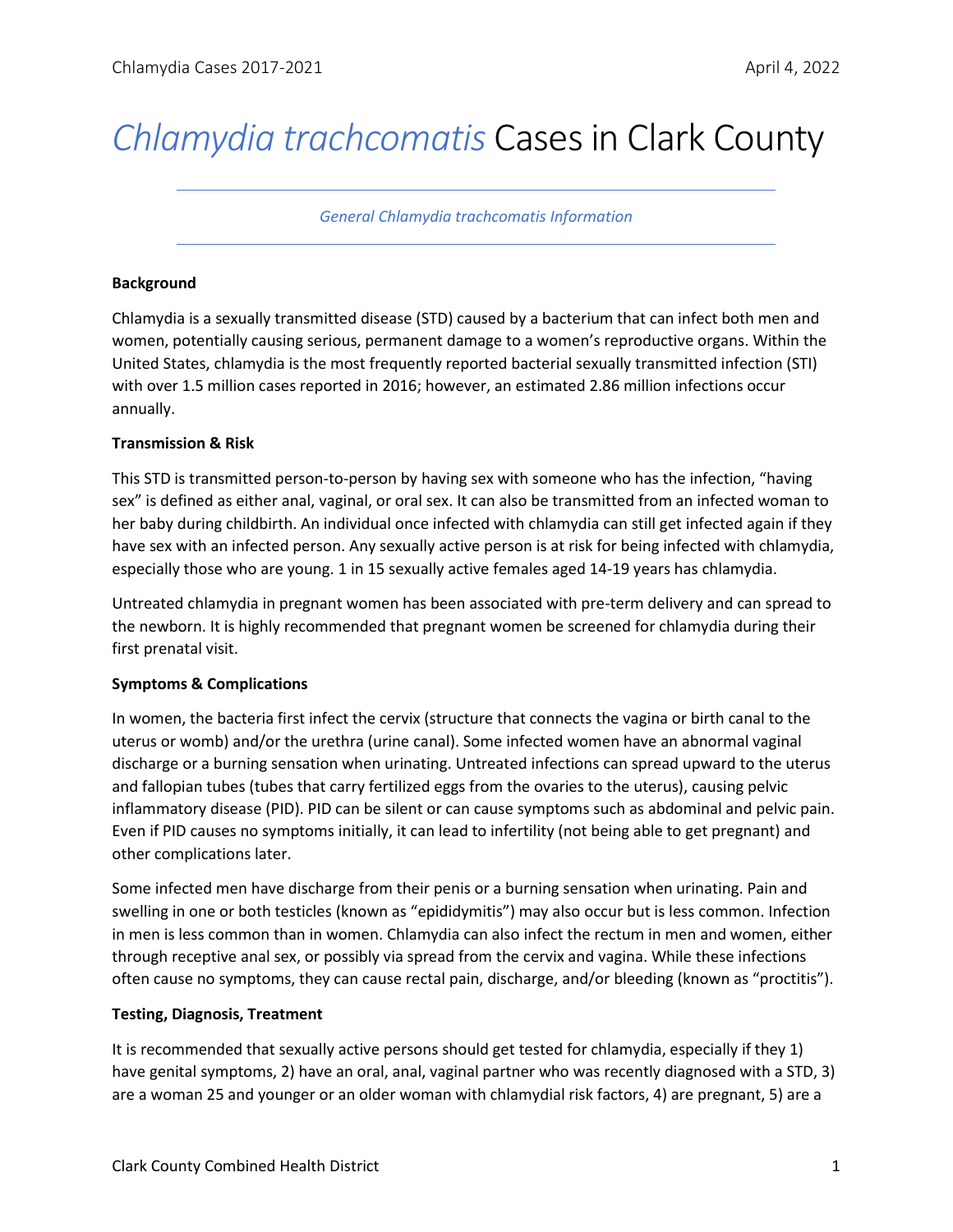# *Chlamydia trachcomatis* Cases in Clark County

*General Chlamydia trachcomatis Information*

**Background**

Chlamydia is a sexually transmitted disease (STD) caused by a bacterium that can infect both men and women, potentially causing serious, permanent damage to a women's reproductive organs. Within the United States, chlamydia is the most frequently reported bacterial sexually transmitted infection (STI) with over 1.5 million cases reported in 2016; however, an estimated 2.86 million infections occur annually.

**Transmission & Risk**

This STD is transmitted person-to-person by having sex with someone who has the infection, "having sex" is defined as either anal, vaginal, or oral sex. It can also be transmitted from an infected woman to her baby during childbirth. An individual once infected with chlamydia can still get infected again if they have sex with an infected person. Any sexually active person is at risk for being infected with chlamydia, especially those who are young. 1 in 15 sexually active females aged 14-19 years has chlamydia.

Untreated chlamydia in pregnant women has been associated with pre-term delivery and can spread to the newborn. It is highly recommended that pregnant women be screened for chlamydia during their first prenatal visit.

**Symptoms & Complications**

In women, the bacteria first infect the cervix (structure that connects the vagina or birth canal to the uterus or womb) and/or the urethra (urine canal). Some infected women have an abnormal vaginal discharge or a burning sensation when urinating. Untreated infections can spread upward to the uterus and fallopian tubes (tubes that carry fertilized eggs from the ovaries to the uterus), causing pelvic inflammatory disease (PID). PID can be silent or can cause symptoms such as abdominal and pelvic pain. Even if PID causes no symptoms initially, it can lead to infertility (not being able to get pregnant) and other complications later.

Some infected men have discharge from their penis or a burning sensation when urinating. Pain and swelling in one or both testicles (known as "epididymitis") may also occur but is less common. Infection in men is less common than in women. Chlamydia can also infect the rectum in men and women, either through receptive anal sex, or possibly via spread from the cervix and vagina. While these infections often cause no symptoms, they can cause rectal pain, discharge, and/or bleeding (known as "proctitis").

**Testing, Diagnosis, Treatment**

It is recommended that sexually active persons should get tested for chlamydia, especially if they 1) have genital symptoms, 2) have an oral, anal, vaginal partner who was recently diagnosed with a STD, 3) are a woman 25 and younger or an older woman with chlamydial risk factors, 4) are pregnant, 5) are a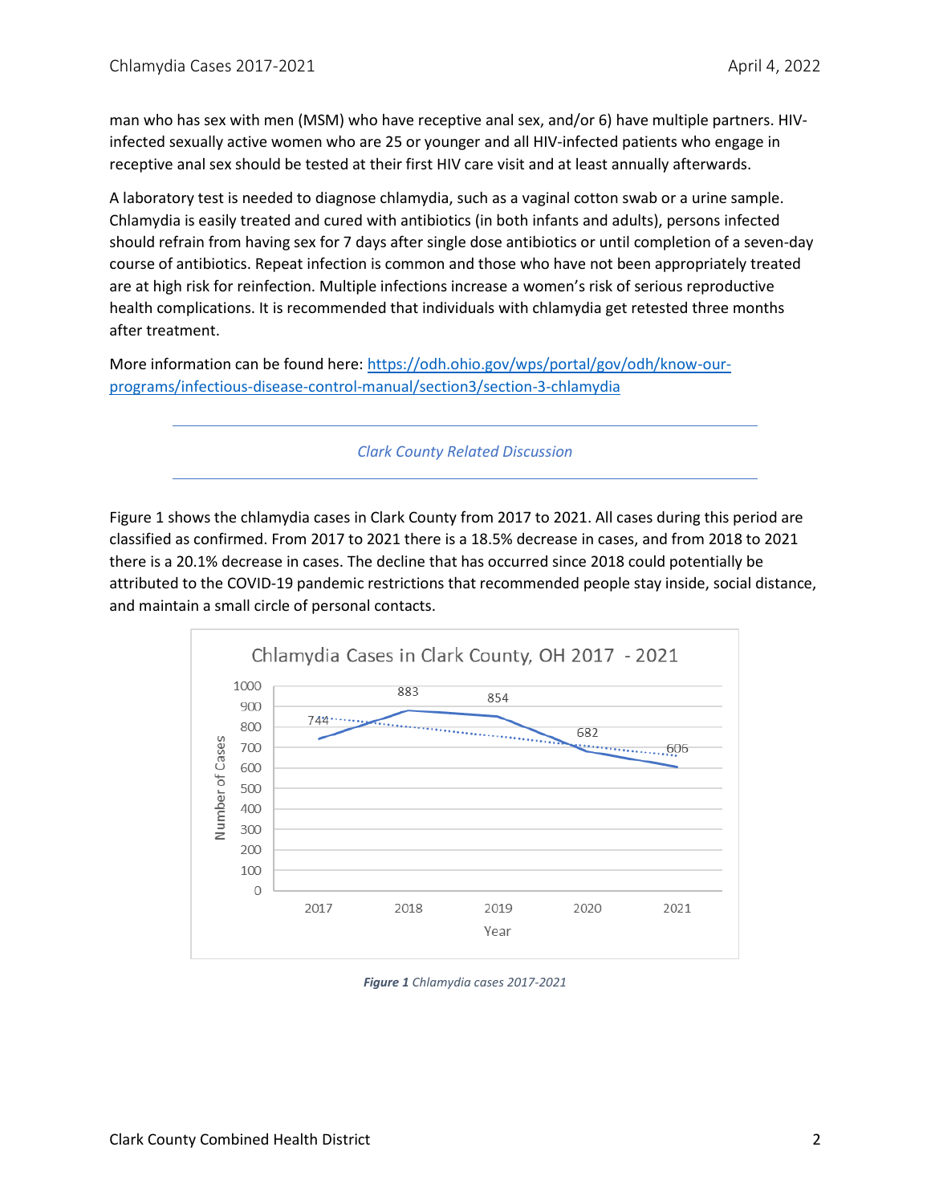man who has sex with men (MSM) who have receptive anal sex, and/or 6) have multiple partners. HIV-infected sexually active women who are 25 or younger and all HIV-infected patients who engage in receptive anal sex should be tested at their first HIV care visit and at least annually afterwards.

A laboratory test is needed to diagnose chlamydia, such as a vaginal cotton swab or a urine sample. Chlamydia is easily treated and cured with antibiotics (in both infants and adults), persons infected should refrain from having sex for 7 days after single dose antibiotics or until completion of a seven-day course of antibiotics. Repeat infection is common and those who have not been appropriately treated are at high risk for reinfection. Multiple infections increase a women's risk of serious reproductive health complications. It is recommended that individuals with chlamydia get retested three months after treatment.

More information can be found here: [https://odh.ohio.gov/wps/portal/gov/odh/know-our-programs/infectious-disease-control-manual/section3/section-3-chlamydia](https://odh.ohio.gov/wps/portal/gov/odh/know-our-programs/infectious-disease-control-manual/section3/section-3-chlamydia)

## *Clark County Related Discussion*

Figure 1 shows the chlamydia cases in Clark County from 2017 to 2021. All cases during this period are classified as confirmed. From 2017 to 2021 there is a 18.5% decrease in cases, and from 2018 to 2021 there is a 20.1% decrease in cases. The decline that has occurred since 2018 could potentially be attributed to the COVID-19 pandemic restrictions that recommended people stay inside, social distance, and maintain a small circle of personal contacts.

**Chlamydia Cases in Clark County, OH 2017 - 2021**

| Year | Number of Cases |
|---|---|
| 2017 | 744 |
| 2018 | 883 |
| 2019 | 854 |
| 2020 | 682 |
| 2021 | 606 |

***Figure 1*** *Chlamydia cases 2017-2021*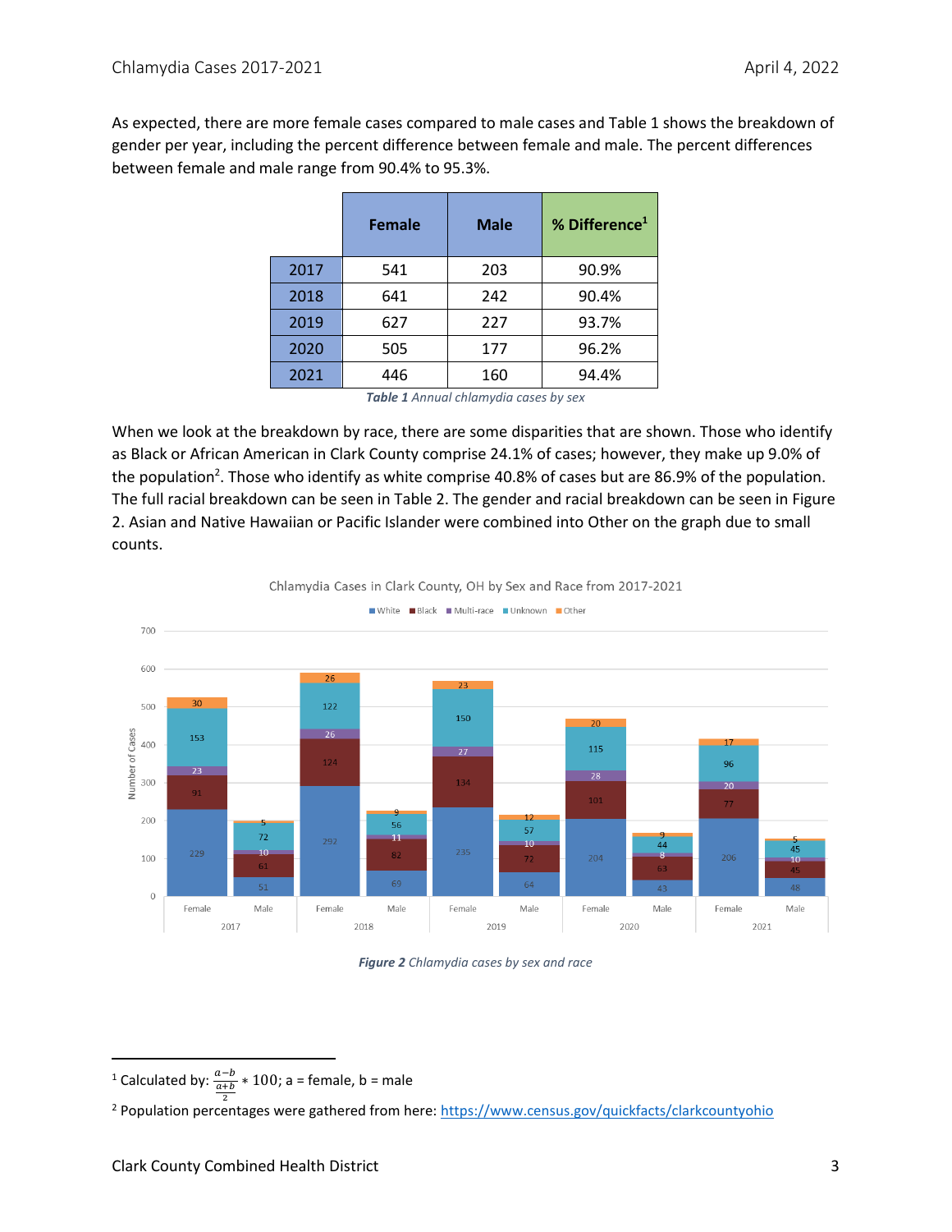As expected, there are more female cases compared to male cases and Table 1 shows the breakdown of gender per year, including the percent difference between female and male. The percent differences between female and male range from 90.4% to 95.3%.

| | Female | Male | % Difference[1] |
|---|---|---|---|
| 2017 | 541 | 203 | 90.9% |
| 2018 | 641 | 242 | 90.4% |
| 2019 | 627 | 227 | 93.7% |
| 2020 | 505 | 177 | 96.2% |
| 2021 | 446 | 160 | 94.4% |

***Table 1** Annual chlamydia cases by sex*

When we look at the breakdown by race, there are some disparities that are shown. Those who identify as Black or African American in Clark County comprise 24.1% of cases; however, they make up 9.0% of the population[2]. Those who identify as white comprise 40.8% of cases but are 86.9% of the population. The full racial breakdown can be seen in Table 2. The gender and racial breakdown can be seen in Figure 2. Asian and Native Hawaiian or Pacific Islander were combined into Other on the graph due to small counts.

Chlamydia Cases in Clark County, OH by Sex and Race from 2017-2021

| Year | Sex | White | Black | Multi-race | Unknown | Other |
|---|---|---|---|---|---|---|
| 2017 | Female | 229 | 91 | 23 | 153 | 30 |
| 2017 | Male | 51 | 61 | 10 | 72 | 5 |
| 2018 | Female | 292 | 124 | 26 | 122 | 26 |
| 2018 | Male | 69 | 82 | 11 | 56 | 9 |
| 2019 | Female | 235 | 134 | 27 | 150 | 23 |
| 2019 | Male | 64 | 72 | 10 | 57 | 12 |
| 2020 | Female | 204 | 101 | 28 | 115 | 20 |
| 2020 | Male | 43 | 63 | 8 | 44 | 9 |
| 2021 | Female | 206 | 77 | 20 | 96 | 17 |
| 2021 | Male | 48 | 45 | 10 | 45 | 5 |

***Figure 2** Chlamydia cases by sex and race*

[1] Calculated by: $\frac{a-b}{\frac{a+b}{2}} * 100$; a = female, b = male

[2] Population percentages were gathered from here: https://www.census.gov/quickfacts/clarkcountyohio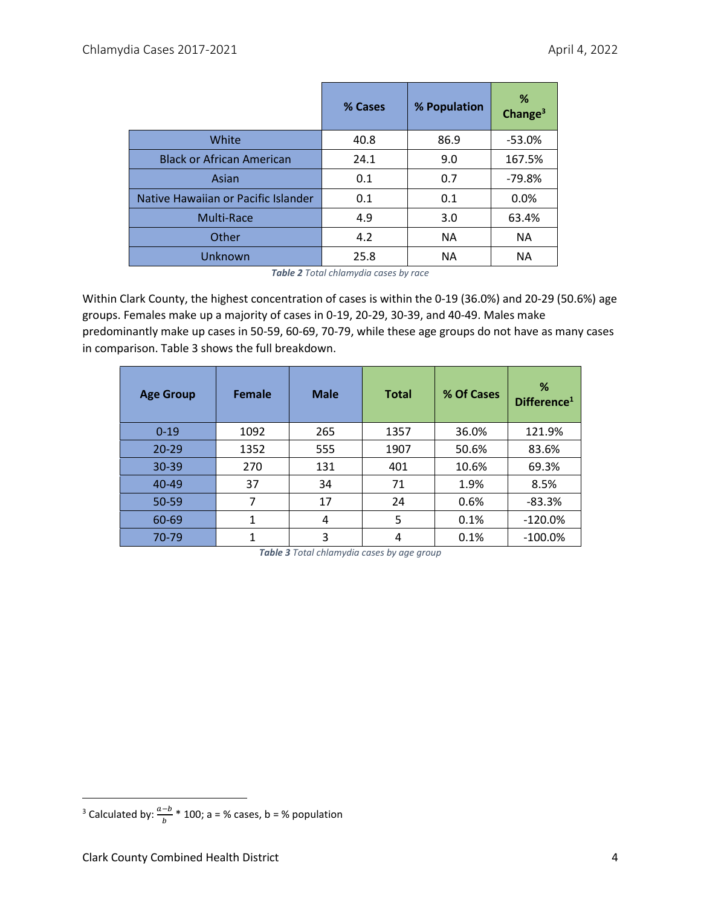| | % Cases | % Population | % Change[3] |
|---|---|---|---|
| White | 40.8 | 86.9 | -53.0% |
| Black or African American | 24.1 | 9.0 | 167.5% |
| Asian | 0.1 | 0.7 | -79.8% |
| Native Hawaiian or Pacific Islander | 0.1 | 0.1 | 0.0% |
| Multi-Race | 4.9 | 3.0 | 63.4% |
| Other | 4.2 | NA | NA |
| Unknown | 25.8 | NA | NA |

***Table 2** Total chlamydia cases by race*

Within Clark County, the highest concentration of cases is within the 0-19 (36.0%) and 20-29 (50.6%) age groups. Females make up a majority of cases in 0-19, 20-29, 30-39, and 40-49. Males make predominantly make up cases in 50-59, 60-69, 70-79, while these age groups do not have as many cases in comparison. Table 3 shows the full breakdown.

| Age Group | Female | Male | Total | % Of Cases | % Difference[1] |
|---|---|---|---|---|---|
| 0-19 | 1092 | 265 | 1357 | 36.0% | 121.9% |
| 20-29 | 1352 | 555 | 1907 | 50.6% | 83.6% |
| 30-39 | 270 | 131 | 401 | 10.6% | 69.3% |
| 40-49 | 37 | 34 | 71 | 1.9% | 8.5% |
| 50-59 | 7 | 17 | 24 | 0.6% | -83.3% |
| 60-69 | 1 | 4 | 5 | 0.1% | -120.0% |
| 70-79 | 1 | 3 | 4 | 0.1% | -100.0% |

***Table 3** Total chlamydia cases by age group*

[3] Calculated by: $\frac{a-b}{b} * 100$; a = % cases, b = % population